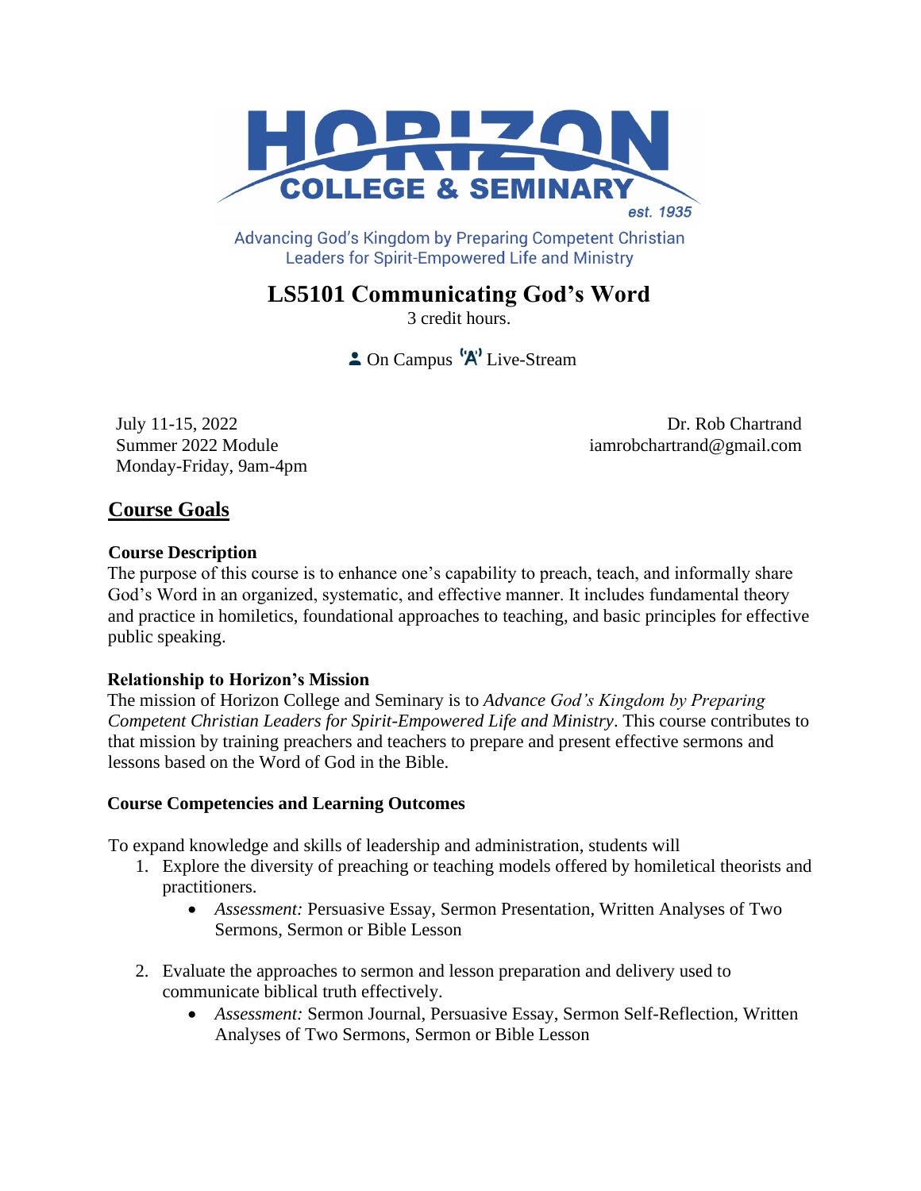HORIZON COLLEGE & SEMINARY

est. 1935

Advancing God's Kingdom by Preparing Competent Christian Leaders for Spirit-Empowered Life and Ministry

# LS5101 Communicating God's Word

3 credit hours.

On Campus Live-Stream

July 11-15, 2022
Summer 2022 Module
Monday-Friday, 9am-4pm

Dr. Rob Chartrand
iamrobchartrand@gmail.com

## Course Goals

### Course Description

The purpose of this course is to enhance one's capability to preach, teach, and informally share God's Word in an organized, systematic, and effective manner. It includes fundamental theory and practice in homiletics, foundational approaches to teaching, and basic principles for effective public speaking.

### Relationship to Horizon's Mission

The mission of Horizon College and Seminary is to *Advance God's Kingdom by Preparing Competent Christian Leaders for Spirit-Empowered Life and Ministry*. This course contributes to that mission by training preachers and teachers to prepare and present effective sermons and lessons based on the Word of God in the Bible.

### Course Competencies and Learning Outcomes

To expand knowledge and skills of leadership and administration, students will

1. Explore the diversity of preaching or teaching models offered by homiletical theorists and practitioners.
   - *Assessment:* Persuasive Essay, Sermon Presentation, Written Analyses of Two Sermons, Sermon or Bible Lesson

2. Evaluate the approaches to sermon and lesson preparation and delivery used to communicate biblical truth effectively.
   - *Assessment:* Sermon Journal, Persuasive Essay, Sermon Self-Reflection, Written Analyses of Two Sermons, Sermon or Bible Lesson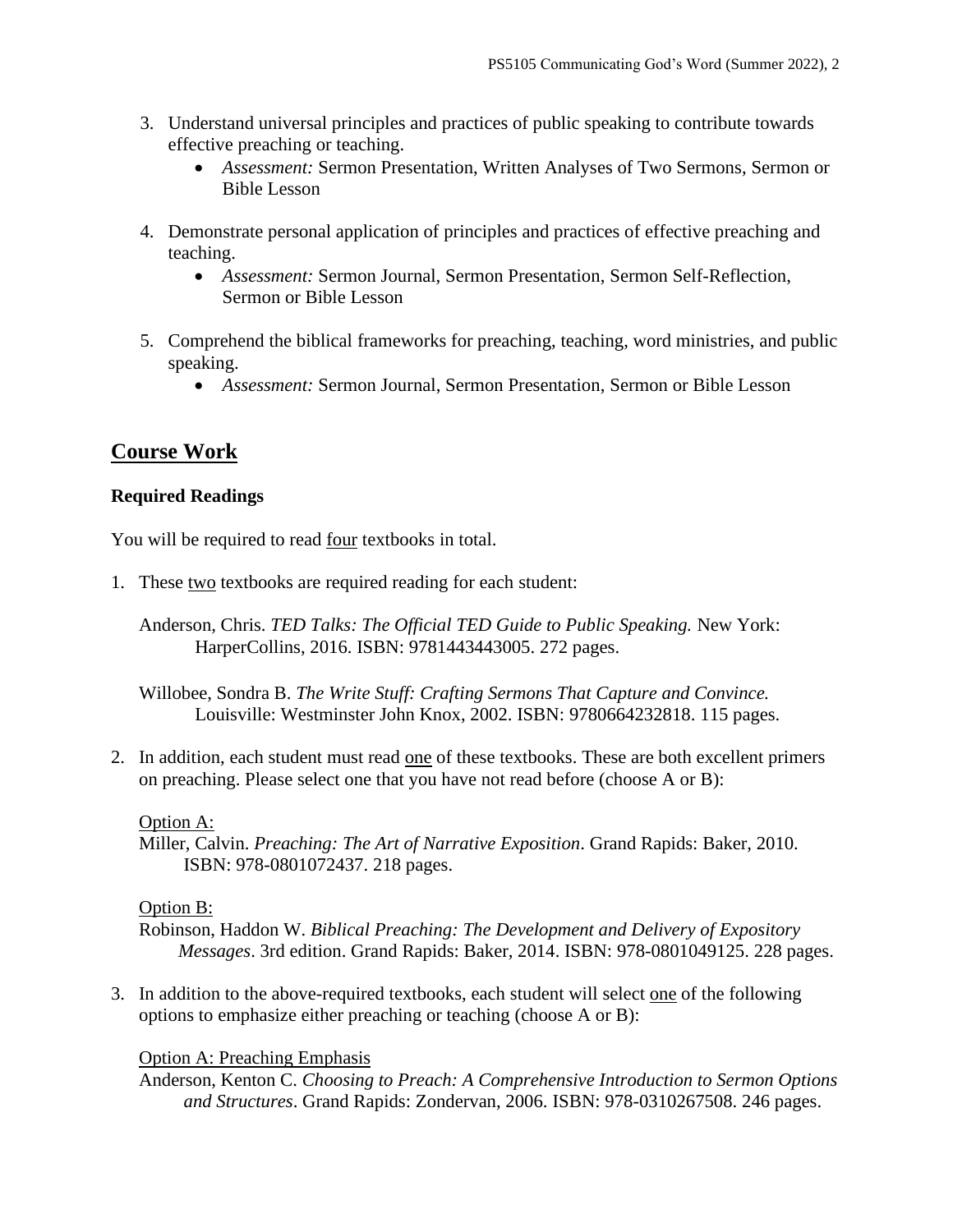3. Understand universal principles and practices of public speaking to contribute towards effective preaching or teaching.
    - *Assessment:* Sermon Presentation, Written Analyses of Two Sermons, Sermon or Bible Lesson

4. Demonstrate personal application of principles and practices of effective preaching and teaching.
    - *Assessment:* Sermon Journal, Sermon Presentation, Sermon Self-Reflection, Sermon or Bible Lesson

5. Comprehend the biblical frameworks for preaching, teaching, word ministries, and public speaking.
    - *Assessment:* Sermon Journal, Sermon Presentation, Sermon or Bible Lesson

## Course Work

### Required Readings

You will be required to read four textbooks in total.

1. These two textbooks are required reading for each student:

   Anderson, Chris. *TED Talks: The Official TED Guide to Public Speaking.* New York: HarperCollins, 2016. ISBN: 9781443443005. 272 pages.

   Willobee, Sondra B. *The Write Stuff: Crafting Sermons That Capture and Convince.* Louisville: Westminster John Knox, 2002. ISBN: 9780664232818. 115 pages.

2. In addition, each student must read one of these textbooks. These are both excellent primers on preaching. Please select one that you have not read before (choose A or B):

   Option A:
   Miller, Calvin. *Preaching: The Art of Narrative Exposition*. Grand Rapids: Baker, 2010. ISBN: 978-0801072437. 218 pages.

   Option B:
   Robinson, Haddon W. *Biblical Preaching: The Development and Delivery of Expository Messages*. 3rd edition. Grand Rapids: Baker, 2014. ISBN: 978-0801049125. 228 pages.

3. In addition to the above-required textbooks, each student will select one of the following options to emphasize either preaching or teaching (choose A or B):

   Option A: Preaching Emphasis
   Anderson, Kenton C. *Choosing to Preach: A Comprehensive Introduction to Sermon Options and Structures*. Grand Rapids: Zondervan, 2006. ISBN: 978-0310267508. 246 pages.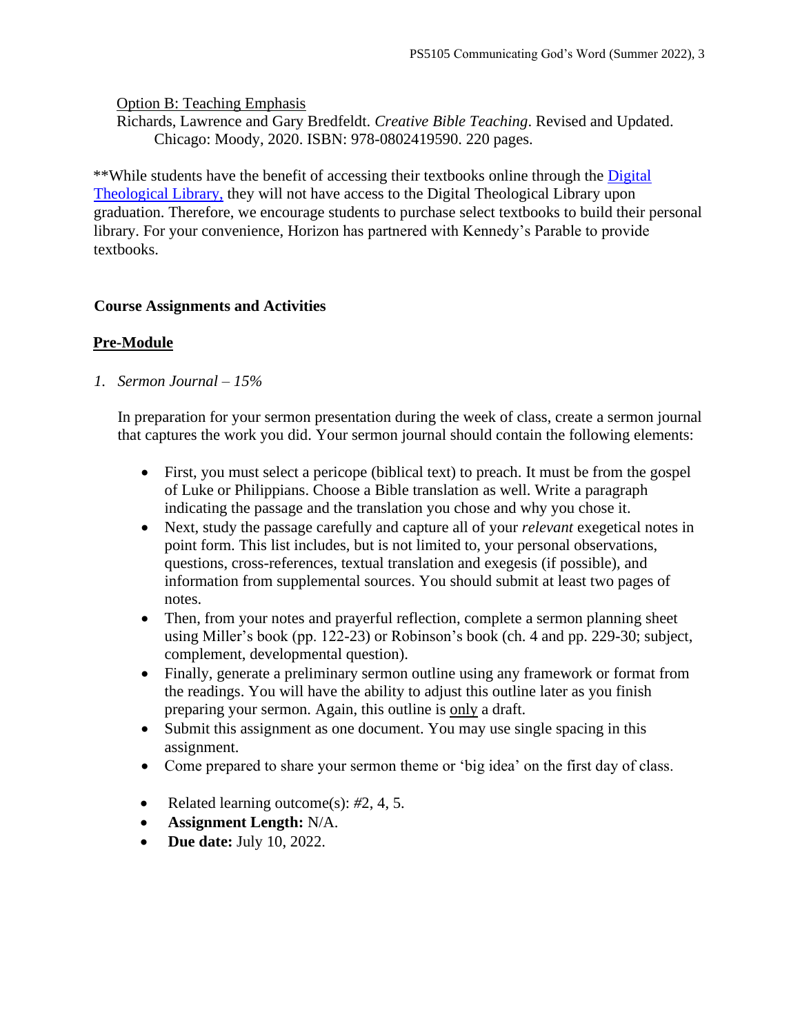Option B: Teaching Emphasis

Richards, Lawrence and Gary Bredfeldt. *Creative Bible Teaching*. Revised and Updated. Chicago: Moody, 2020. ISBN: 978-0802419590. 220 pages.

**While students have the benefit of accessing their textbooks online through the Digital Theological Library, they will not have access to the Digital Theological Library upon graduation. Therefore, we encourage students to purchase select textbooks to build their personal library. For your convenience, Horizon has partnered with Kennedy's Parable to provide textbooks.

## Course Assignments and Activities

### Pre-Module

1. *Sermon Journal – 15%*

In preparation for your sermon presentation during the week of class, create a sermon journal that captures the work you did. Your sermon journal should contain the following elements:

- First, you must select a pericope (biblical text) to preach. It must be from the gospel of Luke or Philippians. Choose a Bible translation as well. Write a paragraph indicating the passage and the translation you chose and why you chose it.
- Next, study the passage carefully and capture all of your *relevant* exegetical notes in point form. This list includes, but is not limited to, your personal observations, questions, cross-references, textual translation and exegesis (if possible), and information from supplemental sources. You should submit at least two pages of notes.
- Then, from your notes and prayerful reflection, complete a sermon planning sheet using Miller's book (pp. 122-23) or Robinson's book (ch. 4 and pp. 229-30; subject, complement, developmental question).
- Finally, generate a preliminary sermon outline using any framework or format from the readings. You will have the ability to adjust this outline later as you finish preparing your sermon. Again, this outline is only a draft.
- Submit this assignment as one document. You may use single spacing in this assignment.
- Come prepared to share your sermon theme or 'big idea' on the first day of class.

- Related learning outcome(s): #2, 4, 5.
- **Assignment Length:** N/A.
- **Due date:** July 10, 2022.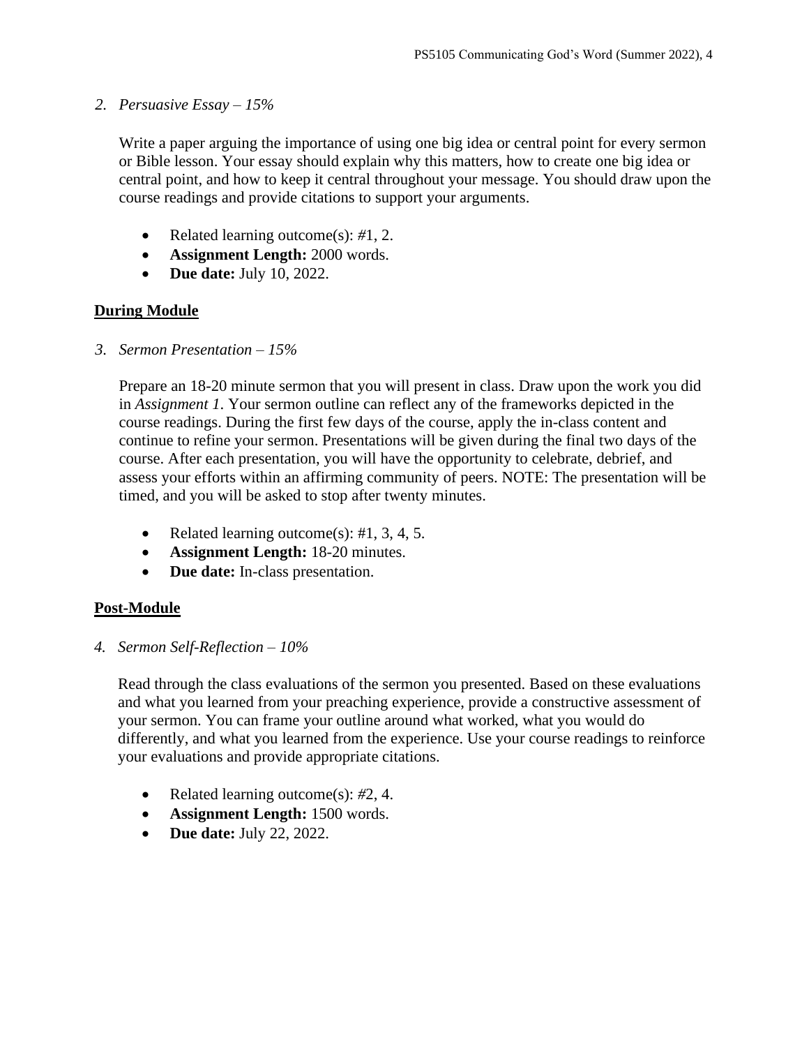*2. Persuasive Essay – 15%*

Write a paper arguing the importance of using one big idea or central point for every sermon or Bible lesson. Your essay should explain why this matters, how to create one big idea or central point, and how to keep it central throughout your message. You should draw upon the course readings and provide citations to support your arguments.

- Related learning outcome(s): #1, 2.
- **Assignment Length:** 2000 words.
- **Due date:** July 10, 2022.

## During Module

*3. Sermon Presentation – 15%*

Prepare an 18-20 minute sermon that you will present in class. Draw upon the work you did in *Assignment 1*. Your sermon outline can reflect any of the frameworks depicted in the course readings. During the first few days of the course, apply the in-class content and continue to refine your sermon. Presentations will be given during the final two days of the course. After each presentation, you will have the opportunity to celebrate, debrief, and assess your efforts within an affirming community of peers. NOTE: The presentation will be timed, and you will be asked to stop after twenty minutes.

- Related learning outcome(s): #1, 3, 4, 5.
- **Assignment Length:** 18-20 minutes.
- **Due date:** In-class presentation.

## Post-Module

*4. Sermon Self-Reflection – 10%*

Read through the class evaluations of the sermon you presented. Based on these evaluations and what you learned from your preaching experience, provide a constructive assessment of your sermon. You can frame your outline around what worked, what you would do differently, and what you learned from the experience. Use your course readings to reinforce your evaluations and provide appropriate citations.

- Related learning outcome(s): #2, 4.
- **Assignment Length:** 1500 words.
- **Due date:** July 22, 2022.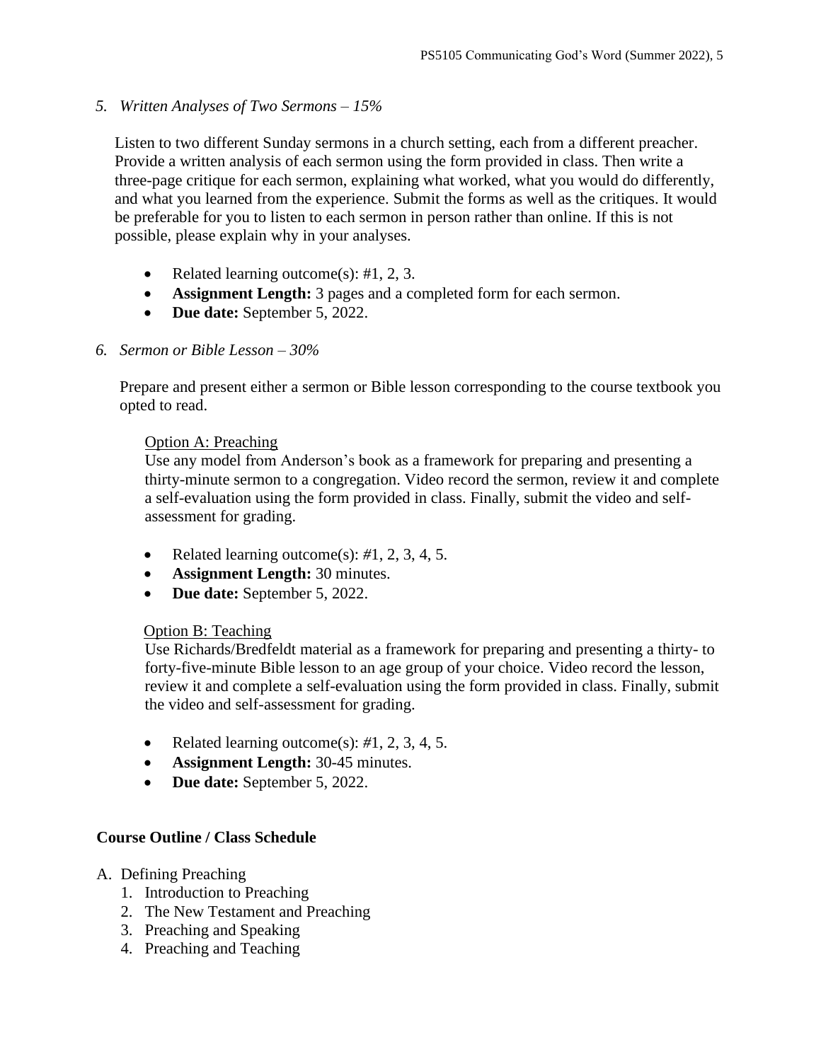*5. Written Analyses of Two Sermons – 15%*

Listen to two different Sunday sermons in a church setting, each from a different preacher. Provide a written analysis of each sermon using the form provided in class. Then write a three-page critique for each sermon, explaining what worked, what you would do differently, and what you learned from the experience. Submit the forms as well as the critiques. It would be preferable for you to listen to each sermon in person rather than online. If this is not possible, please explain why in your analyses.

- Related learning outcome(s): #1, 2, 3.
- **Assignment Length:** 3 pages and a completed form for each sermon.
- **Due date:** September 5, 2022.

*6. Sermon or Bible Lesson – 30%*

Prepare and present either a sermon or Bible lesson corresponding to the course textbook you opted to read.

<u>Option A: Preaching</u>
Use any model from Anderson's book as a framework for preparing and presenting a thirty-minute sermon to a congregation. Video record the sermon, review it and complete a self-evaluation using the form provided in class. Finally, submit the video and self-assessment for grading.

- Related learning outcome(s): #1, 2, 3, 4, 5.
- **Assignment Length:** 30 minutes.
- **Due date:** September 5, 2022.

<u>Option B: Teaching</u>
Use Richards/Bredfeldt material as a framework for preparing and presenting a thirty- to forty-five-minute Bible lesson to an age group of your choice. Video record the lesson, review it and complete a self-evaluation using the form provided in class. Finally, submit the video and self-assessment for grading.

- Related learning outcome(s): #1, 2, 3, 4, 5.
- **Assignment Length:** 30-45 minutes.
- **Due date:** September 5, 2022.

## Course Outline / Class Schedule

A. Defining Preaching
   1. Introduction to Preaching
   2. The New Testament and Preaching
   3. Preaching and Speaking
   4. Preaching and Teaching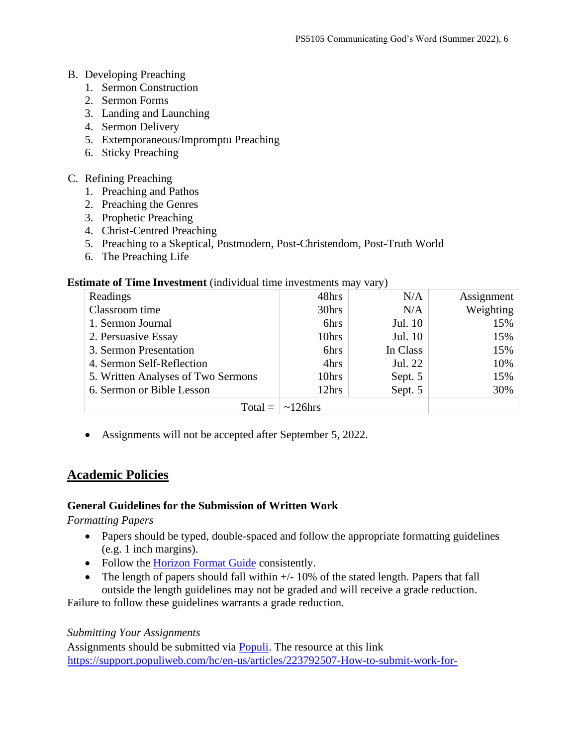B. Developing Preaching
    1. Sermon Construction
    2. Sermon Forms
    3. Landing and Launching
    4. Sermon Delivery
    5. Extemporaneous/Impromptu Preaching
    6. Sticky Preaching

C. Refining Preaching
    1. Preaching and Pathos
    2. Preaching the Genres
    3. Prophetic Preaching
    4. Christ-Centred Preaching
    5. Preaching to a Skeptical, Postmodern, Post-Christendom, Post-Truth World
    6. The Preaching Life

**Estimate of Time Investment** (individual time investments may vary)

| | | | |
|---|---|---|---|
| Readings | 48hrs | N/A | Assignment |
| Classroom time | 30hrs | N/A | Weighting |
| 1. Sermon Journal | 6hrs | Jul. 10 | 15% |
| 2. Persuasive Essay | 10hrs | Jul. 10 | 15% |
| 3. Sermon Presentation | 6hrs | In Class | 15% |
| 4. Sermon Self-Reflection | 4hrs | Jul. 22 | 10% |
| 5. Written Analyses of Two Sermons | 10hrs | Sept. 5 | 15% |
| 6. Sermon or Bible Lesson | 12hrs | Sept. 5 | 30% |
| Total = | ~126hrs | | |

- Assignments will not be accepted after September 5, 2022.

## Academic Policies

### General Guidelines for the Submission of Written Work

*Formatting Papers*

- Papers should be typed, double-spaced and follow the appropriate formatting guidelines (e.g. 1 inch margins).
- Follow the Horizon Format Guide consistently.
- The length of papers should fall within +/- 10% of the stated length. Papers that fall outside the length guidelines may not be graded and will receive a grade reduction.

Failure to follow these guidelines warrants a grade reduction.

*Submitting Your Assignments*

Assignments should be submitted via Populi. The resource at this link https://support.populiweb.com/hc/en-us/articles/223792507-How-to-submit-work-for-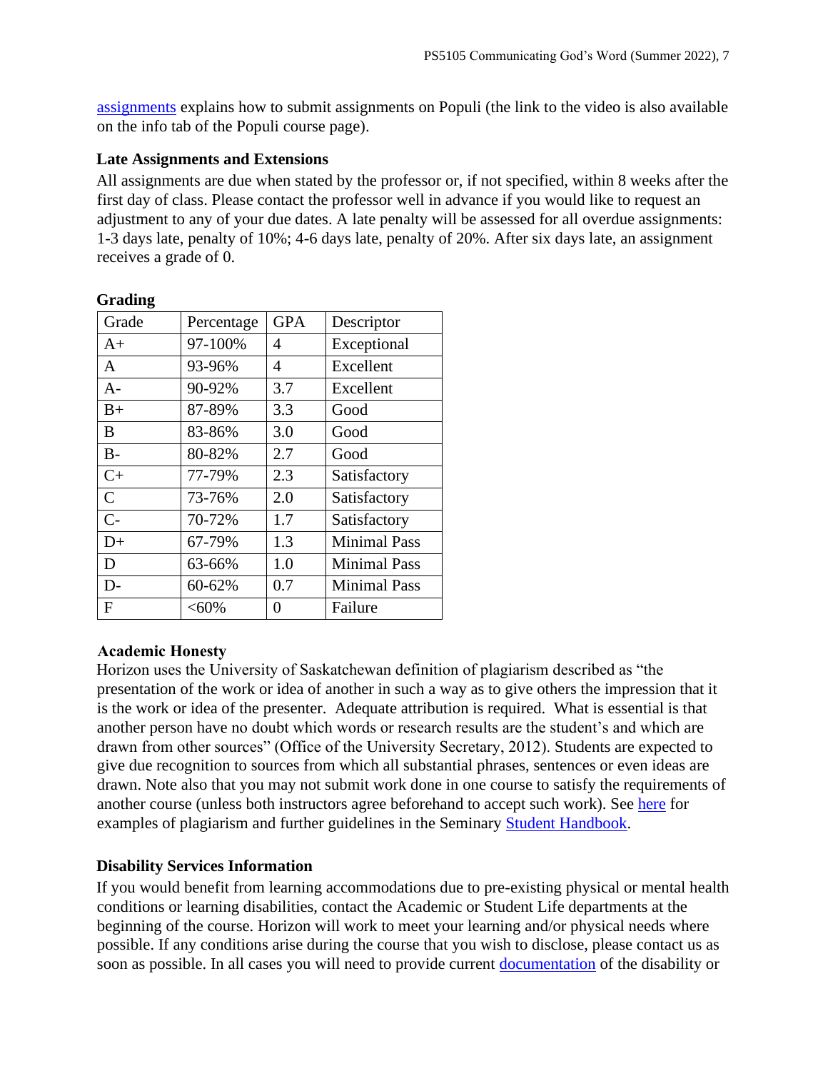assignments explains how to submit assignments on Populi (the link to the video is also available on the info tab of the Populi course page).

### Late Assignments and Extensions

All assignments are due when stated by the professor or, if not specified, within 8 weeks after the first day of class. Please contact the professor well in advance if you would like to request an adjustment to any of your due dates. A late penalty will be assessed for all overdue assignments: 1-3 days late, penalty of 10%; 4-6 days late, penalty of 20%. After six days late, an assignment receives a grade of 0.

### Grading

| Grade | Percentage | GPA | Descriptor |
|---|---|---|---|
| A+ | 97-100% | 4 | Exceptional |
| A | 93-96% | 4 | Excellent |
| A- | 90-92% | 3.7 | Excellent |
| B+ | 87-89% | 3.3 | Good |
| B | 83-86% | 3.0 | Good |
| B- | 80-82% | 2.7 | Good |
| C+ | 77-79% | 2.3 | Satisfactory |
| C | 73-76% | 2.0 | Satisfactory |
| C- | 70-72% | 1.7 | Satisfactory |
| D+ | 67-79% | 1.3 | Minimal Pass |
| D | 63-66% | 1.0 | Minimal Pass |
| D- | 60-62% | 0.7 | Minimal Pass |
| F | <60% | 0 | Failure |

### Academic Honesty

Horizon uses the University of Saskatchewan definition of plagiarism described as "the presentation of the work or idea of another in such a way as to give others the impression that it is the work or idea of the presenter. Adequate attribution is required. What is essential is that another person have no doubt which words or research results are the student's and which are drawn from other sources" (Office of the University Secretary, 2012). Students are expected to give due recognition to sources from which all substantial phrases, sentences or even ideas are drawn. Note also that you may not submit work done in one course to satisfy the requirements of another course (unless both instructors agree beforehand to accept such work). See here for examples of plagiarism and further guidelines in the Seminary Student Handbook.

### Disability Services Information

If you would benefit from learning accommodations due to pre-existing physical or mental health conditions or learning disabilities, contact the Academic or Student Life departments at the beginning of the course. Horizon will work to meet your learning and/or physical needs where possible. If any conditions arise during the course that you wish to disclose, please contact us as soon as possible. In all cases you will need to provide current documentation of the disability or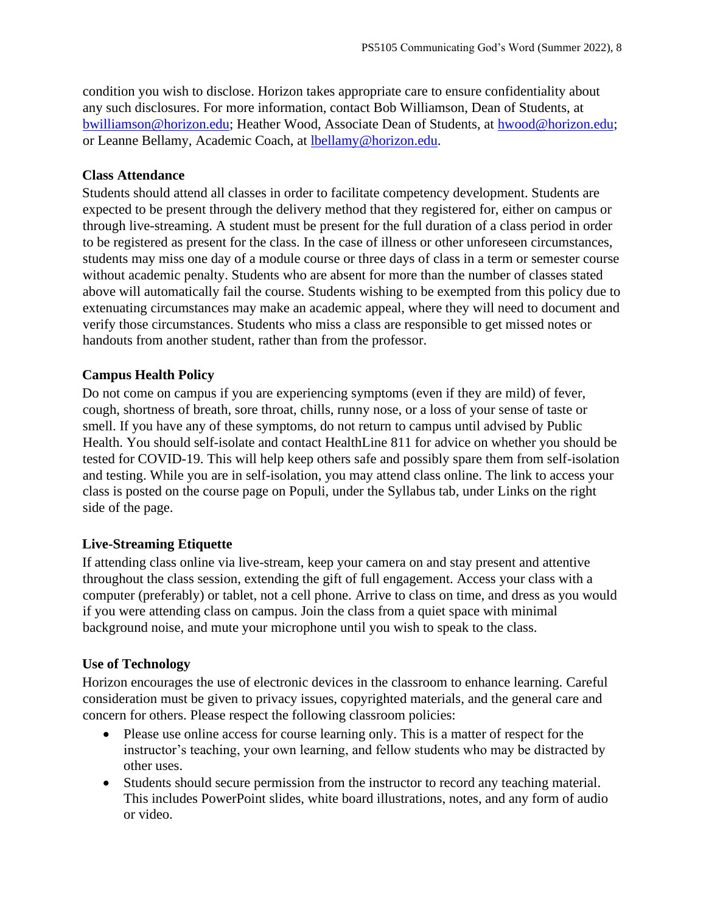condition you wish to disclose. Horizon takes appropriate care to ensure confidentiality about any such disclosures. For more information, contact Bob Williamson, Dean of Students, at bwilliamson@horizon.edu; Heather Wood, Associate Dean of Students, at hwood@horizon.edu; or Leanne Bellamy, Academic Coach, at lbellamy@horizon.edu.

**Class Attendance**

Students should attend all classes in order to facilitate competency development. Students are expected to be present through the delivery method that they registered for, either on campus or through live-streaming. A student must be present for the full duration of a class period in order to be registered as present for the class. In the case of illness or other unforeseen circumstances, students may miss one day of a module course or three days of class in a term or semester course without academic penalty. Students who are absent for more than the number of classes stated above will automatically fail the course. Students wishing to be exempted from this policy due to extenuating circumstances may make an academic appeal, where they will need to document and verify those circumstances. Students who miss a class are responsible to get missed notes or handouts from another student, rather than from the professor.

**Campus Health Policy**

Do not come on campus if you are experiencing symptoms (even if they are mild) of fever, cough, shortness of breath, sore throat, chills, runny nose, or a loss of your sense of taste or smell. If you have any of these symptoms, do not return to campus until advised by Public Health. You should self-isolate and contact HealthLine 811 for advice on whether you should be tested for COVID-19. This will help keep others safe and possibly spare them from self-isolation and testing. While you are in self-isolation, you may attend class online. The link to access your class is posted on the course page on Populi, under the Syllabus tab, under Links on the right side of the page.

**Live-Streaming Etiquette**

If attending class online via live-stream, keep your camera on and stay present and attentive throughout the class session, extending the gift of full engagement. Access your class with a computer (preferably) or tablet, not a cell phone. Arrive to class on time, and dress as you would if you were attending class on campus. Join the class from a quiet space with minimal background noise, and mute your microphone until you wish to speak to the class.

**Use of Technology**

Horizon encourages the use of electronic devices in the classroom to enhance learning. Careful consideration must be given to privacy issues, copyrighted materials, and the general care and concern for others. Please respect the following classroom policies:

- Please use online access for course learning only. This is a matter of respect for the instructor's teaching, your own learning, and fellow students who may be distracted by other uses.
- Students should secure permission from the instructor to record any teaching material. This includes PowerPoint slides, white board illustrations, notes, and any form of audio or video.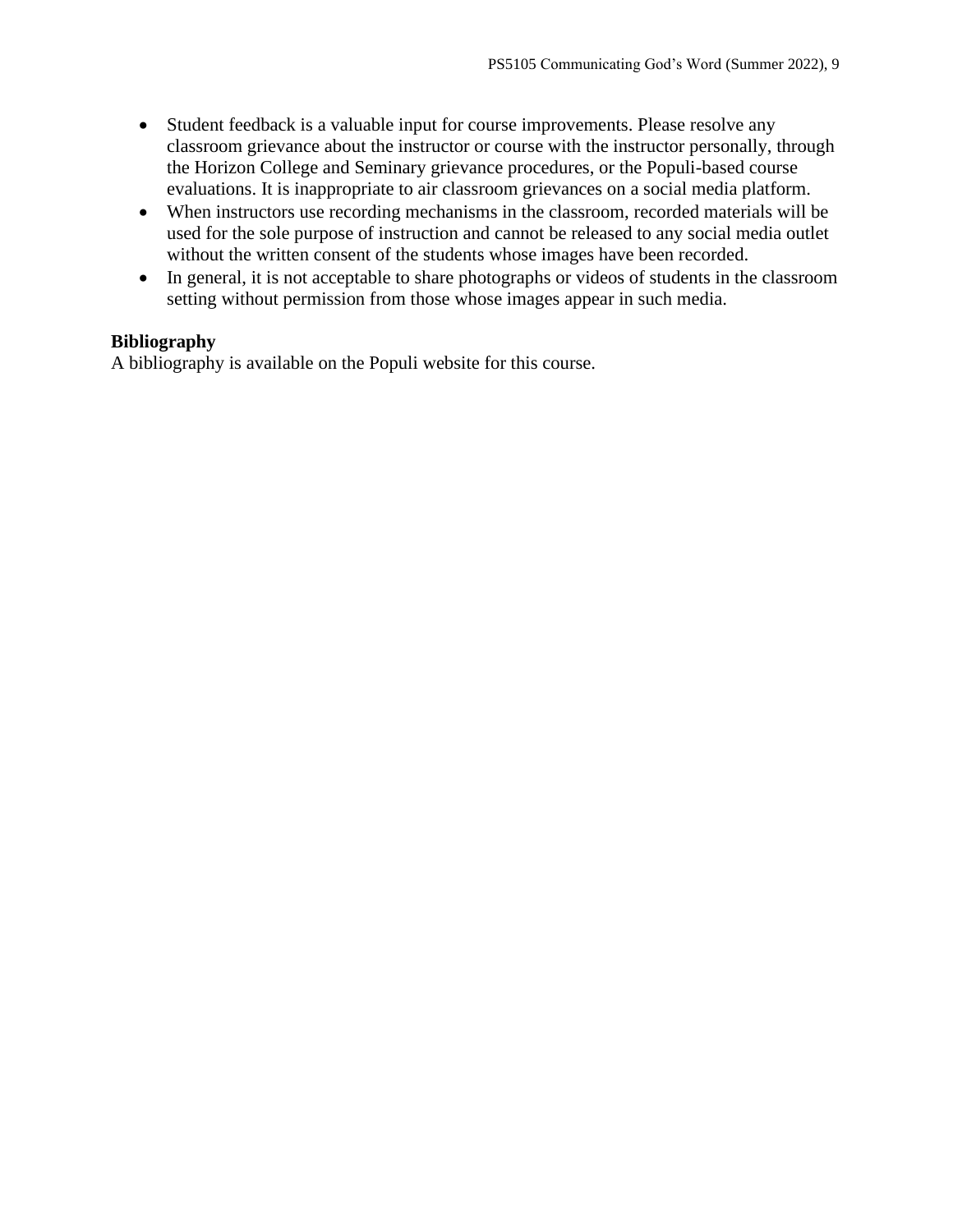- Student feedback is a valuable input for course improvements. Please resolve any classroom grievance about the instructor or course with the instructor personally, through the Horizon College and Seminary grievance procedures, or the Populi-based course evaluations. It is inappropriate to air classroom grievances on a social media platform.
- When instructors use recording mechanisms in the classroom, recorded materials will be used for the sole purpose of instruction and cannot be released to any social media outlet without the written consent of the students whose images have been recorded.
- In general, it is not acceptable to share photographs or videos of students in the classroom setting without permission from those whose images appear in such media.

**Bibliography**

A bibliography is available on the Populi website for this course.